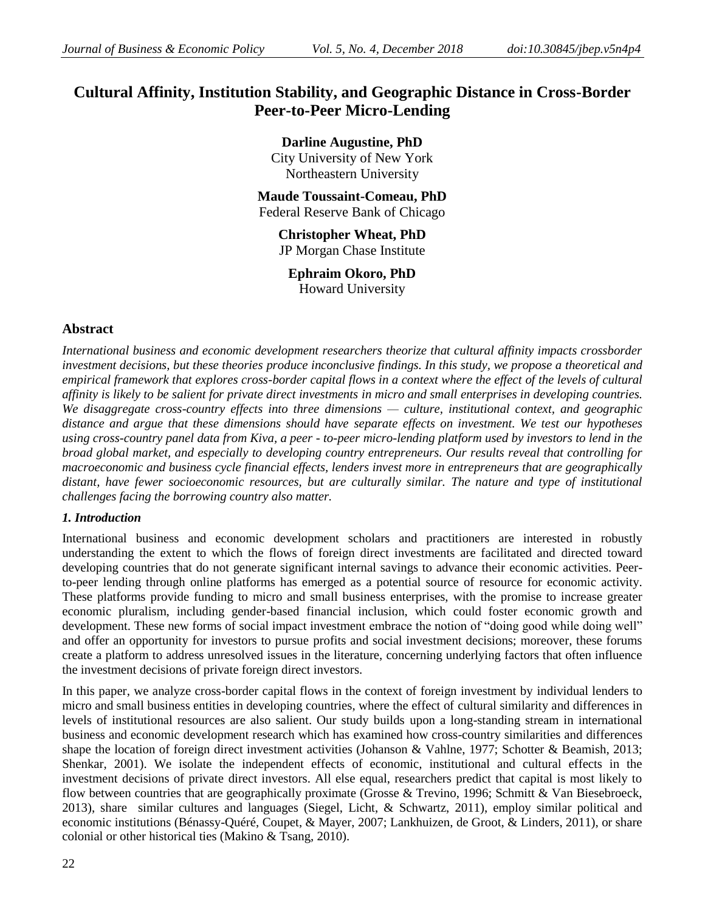# Cultural Affinity, Institution Stability, and Geographic Distance in Cross-Border Peer-to-Peer Micro-Lending

**Darline Augustine, PhD**
City University of New York
Northeastern University

**Maude Toussaint-Comeau, PhD**
Federal Reserve Bank of Chicago

**Christopher Wheat, PhD**
JP Morgan Chase Institute

**Ephraim Okoro, PhD**
Howard University

## Abstract

*International business and economic development researchers theorize that cultural affinity impacts crossborder investment decisions, but these theories produce inconclusive findings. In this study, we propose a theoretical and empirical framework that explores cross-border capital flows in a context where the effect of the levels of cultural affinity is likely to be salient for private direct investments in micro and small enterprises in developing countries. We disaggregate cross-country effects into three dimensions — culture, institutional context, and geographic distance and argue that these dimensions should have separate effects on investment. We test our hypotheses using cross-country panel data from Kiva, a peer - to-peer micro-lending platform used by investors to lend in the broad global market, and especially to developing country entrepreneurs. Our results reveal that controlling for macroeconomic and business cycle financial effects, lenders invest more in entrepreneurs that are geographically distant, have fewer socioeconomic resources, but are culturally similar. The nature and type of institutional challenges facing the borrowing country also matter.*

### *1. Introduction*

International business and economic development scholars and practitioners are interested in robustly understanding the extent to which the flows of foreign direct investments are facilitated and directed toward developing countries that do not generate significant internal savings to advance their economic activities. Peer-to-peer lending through online platforms has emerged as a potential source of resource for economic activity. These platforms provide funding to micro and small business enterprises, with the promise to increase greater economic pluralism, including gender-based financial inclusion, which could foster economic growth and development. These new forms of social impact investment embrace the notion of "doing good while doing well" and offer an opportunity for investors to pursue profits and social investment decisions; moreover, these forums create a platform to address unresolved issues in the literature, concerning underlying factors that often influence the investment decisions of private foreign direct investors.

In this paper, we analyze cross-border capital flows in the context of foreign investment by individual lenders to micro and small business entities in developing countries, where the effect of cultural similarity and differences in levels of institutional resources are also salient. Our study builds upon a long-standing stream in international business and economic development research which has examined how cross-country similarities and differences shape the location of foreign direct investment activities (Johanson & Vahlne, 1977; Schotter & Beamish, 2013; Shenkar, 2001). We isolate the independent effects of economic, institutional and cultural effects in the investment decisions of private direct investors. All else equal, researchers predict that capital is most likely to flow between countries that are geographically proximate (Grosse & Trevino, 1996; Schmitt & Van Biesebroeck, 2013), share similar cultures and languages (Siegel, Licht, & Schwartz, 2011), employ similar political and economic institutions (Bénassy-Quéré, Coupet, & Mayer, 2007; Lankhuizen, de Groot, & Linders, 2011), or share colonial or other historical ties (Makino & Tsang, 2010).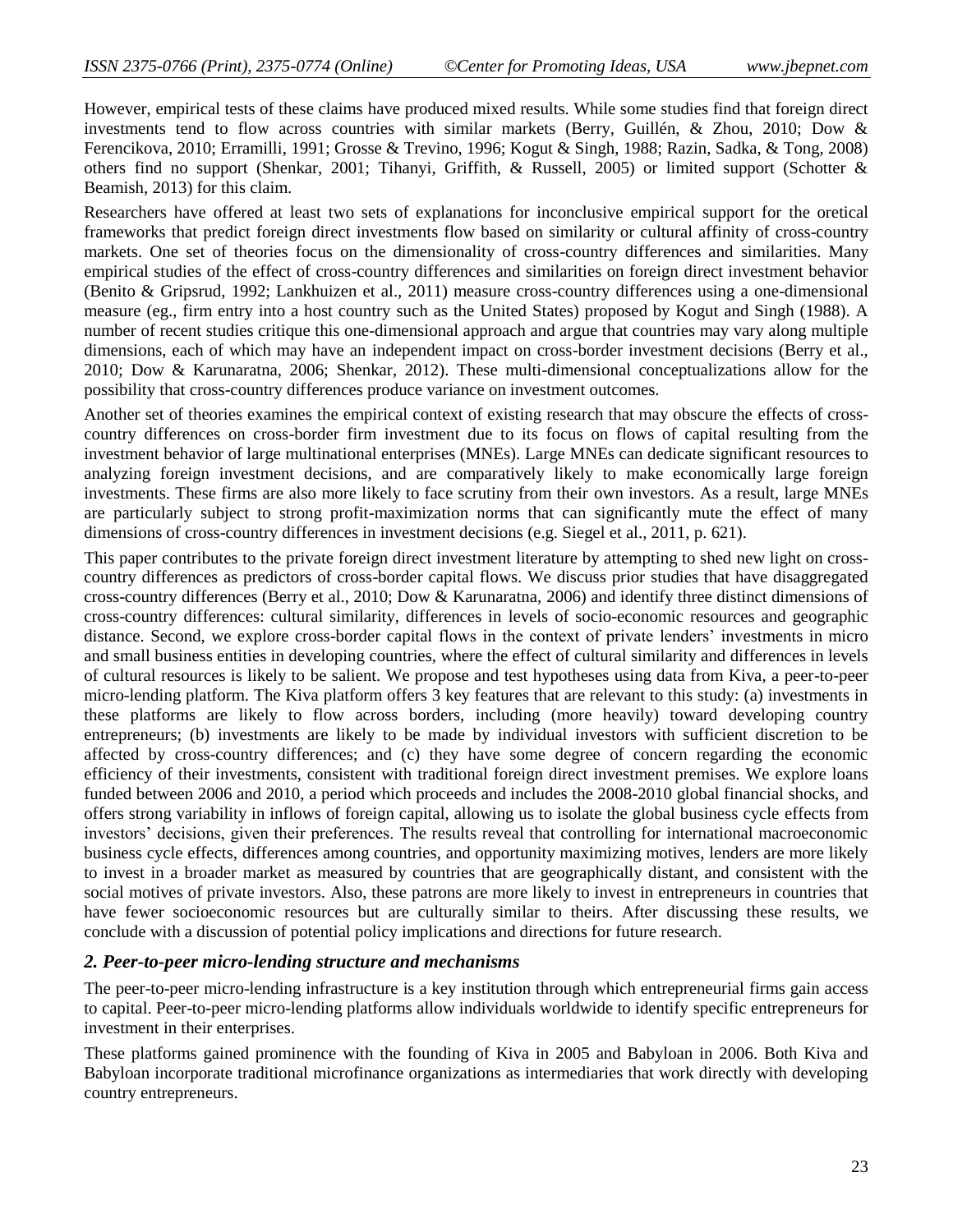However, empirical tests of these claims have produced mixed results. While some studies find that foreign direct investments tend to flow across countries with similar markets (Berry, Guillén, & Zhou, 2010; Dow & Ferencikova, 2010; Erramilli, 1991; Grosse & Trevino, 1996; Kogut & Singh, 1988; Razin, Sadka, & Tong, 2008) others find no support (Shenkar, 2001; Tihanyi, Griffith, & Russell, 2005) or limited support (Schotter & Beamish, 2013) for this claim.

Researchers have offered at least two sets of explanations for inconclusive empirical support for the oretical frameworks that predict foreign direct investments flow based on similarity or cultural affinity of cross-country markets. One set of theories focus on the dimensionality of cross-country differences and similarities. Many empirical studies of the effect of cross-country differences and similarities on foreign direct investment behavior (Benito & Gripsrud, 1992; Lankhuizen et al., 2011) measure cross-country differences using a one-dimensional measure (eg., firm entry into a host country such as the United States) proposed by Kogut and Singh (1988). A number of recent studies critique this one-dimensional approach and argue that countries may vary along multiple dimensions, each of which may have an independent impact on cross-border investment decisions (Berry et al., 2010; Dow & Karunaratna, 2006; Shenkar, 2012). These multi-dimensional conceptualizations allow for the possibility that cross-country differences produce variance on investment outcomes.

Another set of theories examines the empirical context of existing research that may obscure the effects of cross-country differences on cross-border firm investment due to its focus on flows of capital resulting from the investment behavior of large multinational enterprises (MNEs). Large MNEs can dedicate significant resources to analyzing foreign investment decisions, and are comparatively likely to make economically large foreign investments. These firms are also more likely to face scrutiny from their own investors. As a result, large MNEs are particularly subject to strong profit-maximization norms that can significantly mute the effect of many dimensions of cross-country differences in investment decisions (e.g. Siegel et al., 2011, p. 621).

This paper contributes to the private foreign direct investment literature by attempting to shed new light on cross-country differences as predictors of cross-border capital flows. We discuss prior studies that have disaggregated cross-country differences (Berry et al., 2010; Dow & Karunaratna, 2006) and identify three distinct dimensions of cross-country differences: cultural similarity, differences in levels of socio-economic resources and geographic distance. Second, we explore cross-border capital flows in the context of private lenders' investments in micro and small business entities in developing countries, where the effect of cultural similarity and differences in levels of cultural resources is likely to be salient. We propose and test hypotheses using data from Kiva, a peer-to-peer micro-lending platform. The Kiva platform offers 3 key features that are relevant to this study: (a) investments in these platforms are likely to flow across borders, including (more heavily) toward developing country entrepreneurs; (b) investments are likely to be made by individual investors with sufficient discretion to be affected by cross-country differences; and (c) they have some degree of concern regarding the economic efficiency of their investments, consistent with traditional foreign direct investment premises. We explore loans funded between 2006 and 2010, a period which proceeds and includes the 2008-2010 global financial shocks, and offers strong variability in inflows of foreign capital, allowing us to isolate the global business cycle effects from investors' decisions, given their preferences. The results reveal that controlling for international macroeconomic business cycle effects, differences among countries, and opportunity maximizing motives, lenders are more likely to invest in a broader market as measured by countries that are geographically distant, and consistent with the social motives of private investors. Also, these patrons are more likely to invest in entrepreneurs in countries that have fewer socioeconomic resources but are culturally similar to theirs. After discussing these results, we conclude with a discussion of potential policy implications and directions for future research.

## *2. Peer-to-peer micro-lending structure and mechanisms*

The peer-to-peer micro-lending infrastructure is a key institution through which entrepreneurial firms gain access to capital. Peer-to-peer micro-lending platforms allow individuals worldwide to identify specific entrepreneurs for investment in their enterprises.

These platforms gained prominence with the founding of Kiva in 2005 and Babyloan in 2006. Both Kiva and Babyloan incorporate traditional microfinance organizations as intermediaries that work directly with developing country entrepreneurs.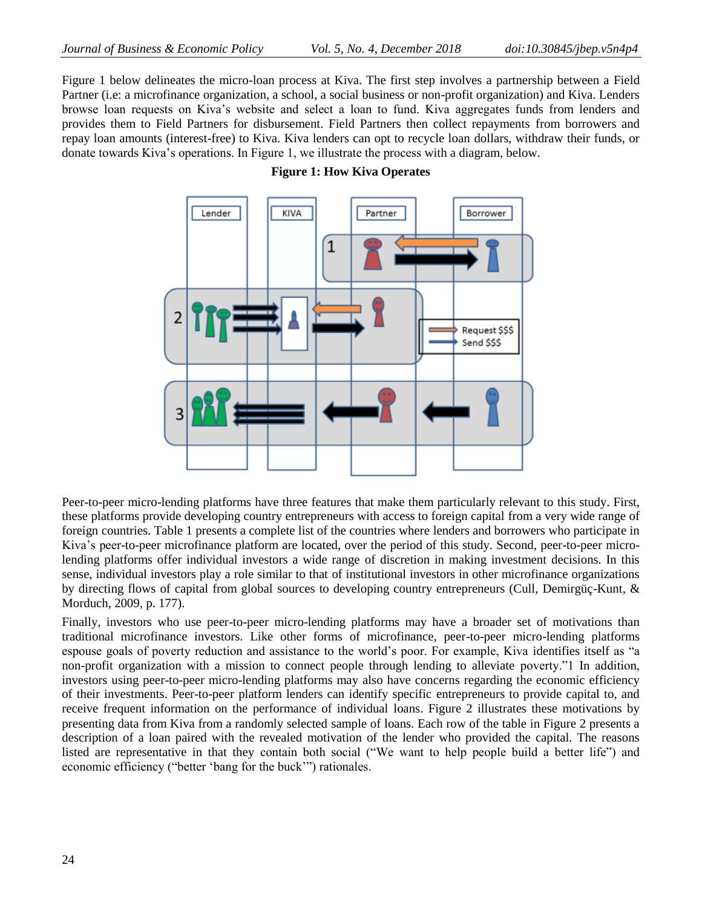Figure 1 below delineates the micro-loan process at Kiva. The first step involves a partnership between a Field Partner (i.e: a microfinance organization, a school, a social business or non-profit organization) and Kiva. Lenders browse loan requests on Kiva's website and select a loan to fund. Kiva aggregates funds from lenders and provides them to Field Partners for disbursement. Field Partners then collect repayments from borrowers and repay loan amounts (interest-free) to Kiva. Kiva lenders can opt to recycle loan dollars, withdraw their funds, or donate towards Kiva's operations. In Figure 1, we illustrate the process with a diagram, below.

**Figure 1: How Kiva Operates**

Peer-to-peer micro-lending platforms have three features that make them particularly relevant to this study. First, these platforms provide developing country entrepreneurs with access to foreign capital from a very wide range of foreign countries. Table 1 presents a complete list of the countries where lenders and borrowers who participate in Kiva's peer-to-peer microfinance platform are located, over the period of this study. Second, peer-to-peer micro-lending platforms offer individual investors a wide range of discretion in making investment decisions. In this sense, individual investors play a role similar to that of institutional investors in other microfinance organizations by directing flows of capital from global sources to developing country entrepreneurs (Cull, Demirgüç-Kunt, & Morduch, 2009, p. 177).

Finally, investors who use peer-to-peer micro-lending platforms may have a broader set of motivations than traditional microfinance investors. Like other forms of microfinance, peer-to-peer micro-lending platforms espouse goals of poverty reduction and assistance to the world's poor. For example, Kiva identifies itself as "a non-profit organization with a mission to connect people through lending to alleviate poverty."[1] In addition, investors using peer-to-peer micro-lending platforms may also have concerns regarding the economic efficiency of their investments. Peer-to-peer platform lenders can identify specific entrepreneurs to provide capital to, and receive frequent information on the performance of individual loans. Figure 2 illustrates these motivations by presenting data from Kiva from a randomly selected sample of loans. Each row of the table in Figure 2 presents a description of a loan paired with the revealed motivation of the lender who provided the capital. The reasons listed are representative in that they contain both social ("We want to help people build a better life") and economic efficiency ("better 'bang for the buck'") rationales.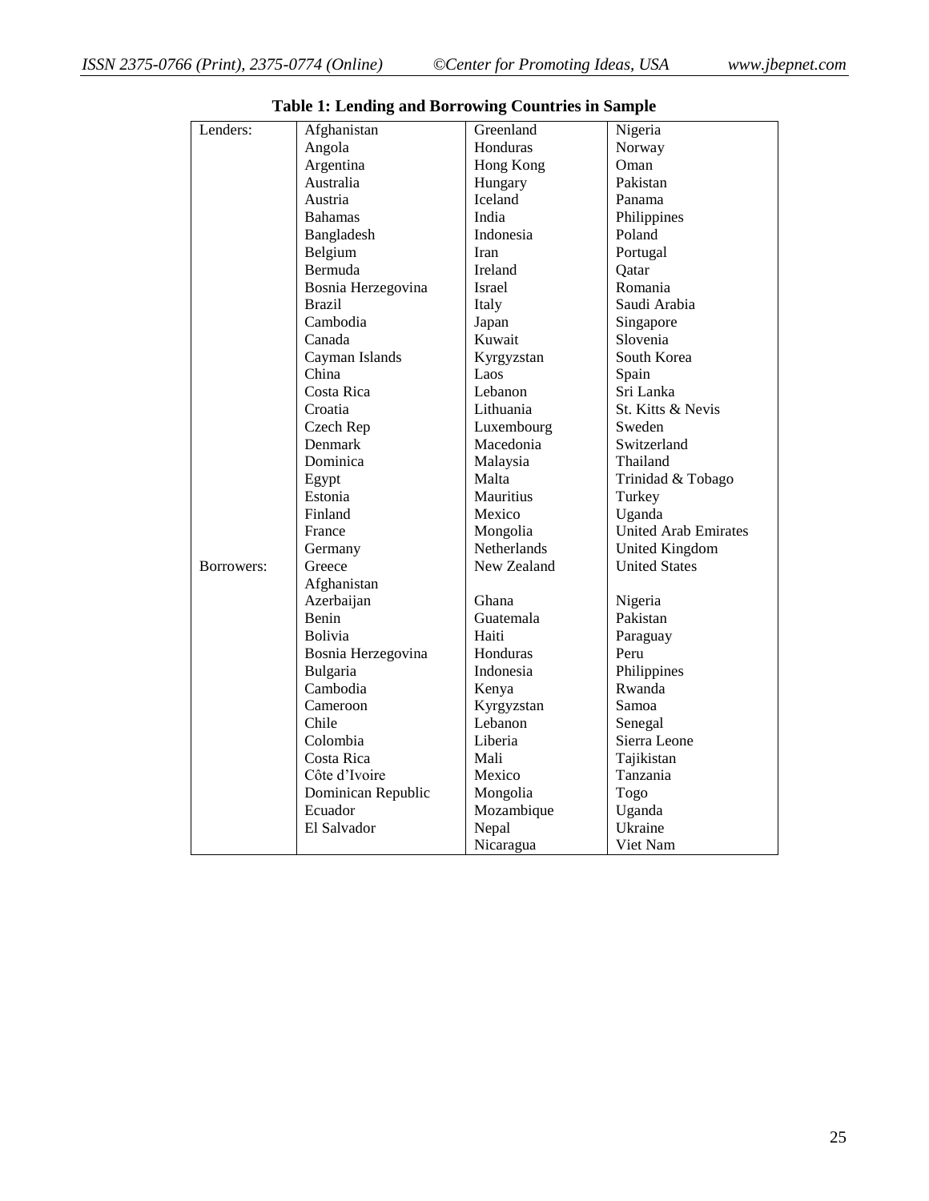**Table 1: Lending and Borrowing Countries in Sample**

| | | | |
|---|---|---|---|
| Lenders: | Afghanistan | Greenland | Nigeria |
| | Angola | Honduras | Norway |
| | Argentina | Hong Kong | Oman |
| | Australia | Hungary | Pakistan |
| | Austria | Iceland | Panama |
| | Bahamas | India | Philippines |
| | Bangladesh | Indonesia | Poland |
| | Belgium | Iran | Portugal |
| | Bermuda | Ireland | Qatar |
| | Bosnia Herzegovina | Israel | Romania |
| | Brazil | Italy | Saudi Arabia |
| | Cambodia | Japan | Singapore |
| | Canada | Kuwait | Slovenia |
| | Cayman Islands | Kyrgyzstan | South Korea |
| | China | Laos | Spain |
| | Costa Rica | Lebanon | Sri Lanka |
| | Croatia | Lithuania | St. Kitts & Nevis |
| | Czech Rep | Luxembourg | Sweden |
| | Denmark | Macedonia | Switzerland |
| | Dominica | Malaysia | Thailand |
| | Egypt | Malta | Trinidad & Tobago |
| | Estonia | Mauritius | Turkey |
| | Finland | Mexico | Uganda |
| | France | Mongolia | United Arab Emirates |
| | Germany | Netherlands | United Kingdom |
| | Greece | New Zealand | United States |
| Borrowers: | Afghanistan | | |
| | Azerbaijan | Ghana | Nigeria |
| | Benin | Guatemala | Pakistan |
| | Bolivia | Haiti | Paraguay |
| | Bosnia Herzegovina | Honduras | Peru |
| | Bulgaria | Indonesia | Philippines |
| | Cambodia | Kenya | Rwanda |
| | Cameroon | Kyrgyzstan | Samoa |
| | Chile | Lebanon | Senegal |
| | Colombia | Liberia | Sierra Leone |
| | Costa Rica | Mali | Tajikistan |
| | Côte d'Ivoire | Mexico | Tanzania |
| | Dominican Republic | Mongolia | Togo |
| | Ecuador | Mozambique | Uganda |
| | El Salvador | Nepal | Ukraine |
| | | Nicaragua | Viet Nam |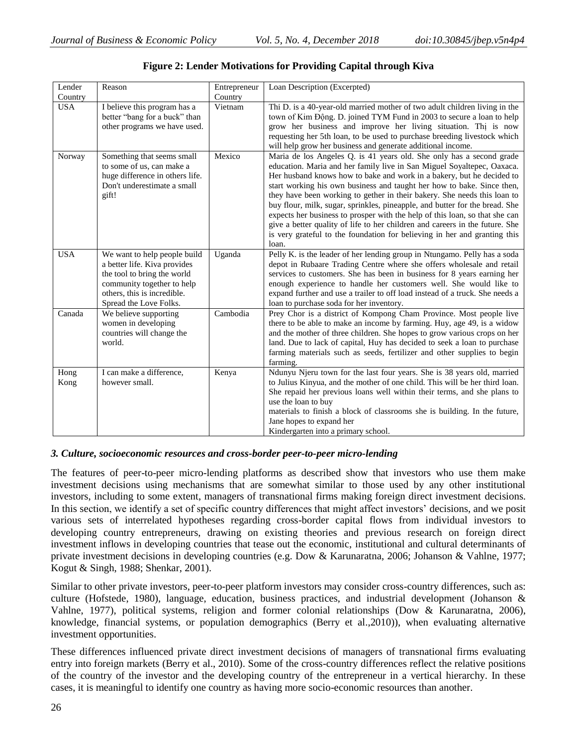**Figure 2: Lender Motivations for Providing Capital through Kiva**

| Lender Country | Reason | Entrepreneur Country | Loan Description (Excerpted) |
|---|---|---|---|
| USA | I believe this program has a better "bang for a buck" than other programs we have used. | Vietnam | Thi D. is a 40-year-old married mother of two adult children living in the town of Kim Động. D. joined TYM Fund in 2003 to secure a loan to help grow her business and improve her living situation. Thị is now requesting her 5th loan, to be used to purchase breeding livestock which will help grow her business and generate additional income. |
| Norway | Something that seems small to some of us, can make a huge difference in others life. Don't underestimate a small gift! | Mexico | Maria de los Angeles Q. is 41 years old. She only has a second grade education. Maria and her family live in San Miguel Soyaltepec, Oaxaca. Her husband knows how to bake and work in a bakery, but he decided to start working his own business and taught her how to bake. Since then, they have been working to gether in their bakery. She needs this loan to buy flour, milk, sugar, sprinkles, pineapple, and butter for the bread. She expects her business to prosper with the help of this loan, so that she can give a better quality of life to her children and careers in the future. She is very grateful to the foundation for believing in her and granting this loan. |
| USA | We want to help people build a better life. Kiva provides the tool to bring the world community together to help others, this is incredible. Spread the Love Folks. | Uganda | Pelly K. is the leader of her lending group in Ntungamo. Pelly has a soda depot in Rubaare Trading Centre where she offers wholesale and retail services to customers. She has been in business for 8 years earning her enough experience to handle her customers well. She would like to expand further and use a trailer to off load instead of a truck. She needs a loan to purchase soda for her inventory. |
| Canada | We believe supporting women in developing countries will change the world. | Cambodia | Prey Chor is a district of Kompong Cham Province. Most people live there to be able to make an income by farming. Huy, age 49, is a widow and the mother of three children. She hopes to grow various crops on her land. Due to lack of capital, Huy has decided to seek a loan to purchase farming materials such as seeds, fertilizer and other supplies to begin farming. |
| Hong Kong | I can make a difference, however small. | Kenya | Ndunyu Njeru town for the last four years. She is 38 years old, married to Julius Kinyua, and the mother of one child. This will be her third loan. She repaid her previous loans well within their terms, and she plans to use the loan to buy materials to finish a block of classrooms she is building. In the future, Jane hopes to expand her Kindergarten into a primary school. |

### *3. Culture, socioeconomic resources and cross-border peer-to-peer micro-lending*

The features of peer-to-peer micro-lending platforms as described show that investors who use them make investment decisions using mechanisms that are somewhat similar to those used by any other institutional investors, including to some extent, managers of transnational firms making foreign direct investment decisions. In this section, we identify a set of specific country differences that might affect investors' decisions, and we posit various sets of interrelated hypotheses regarding cross-border capital flows from individual investors to developing country entrepreneurs, drawing on existing theories and previous research on foreign direct investment inflows in developing countries that tease out the economic, institutional and cultural determinants of private investment decisions in developing countries (e.g. Dow & Karunaratna, 2006; Johanson & Vahlne, 1977; Kogut & Singh, 1988; Shenkar, 2001).

Similar to other private investors, peer-to-peer platform investors may consider cross-country differences, such as: culture (Hofstede, 1980), language, education, business practices, and industrial development (Johanson & Vahlne, 1977), political systems, religion and former colonial relationships (Dow & Karunaratna, 2006), knowledge, financial systems, or population demographics (Berry et al.,2010)), when evaluating alternative investment opportunities.

These differences influenced private direct investment decisions of managers of transnational firms evaluating entry into foreign markets (Berry et al., 2010). Some of the cross-country differences reflect the relative positions of the country of the investor and the developing country of the entrepreneur in a vertical hierarchy. In these cases, it is meaningful to identify one country as having more socio-economic resources than another.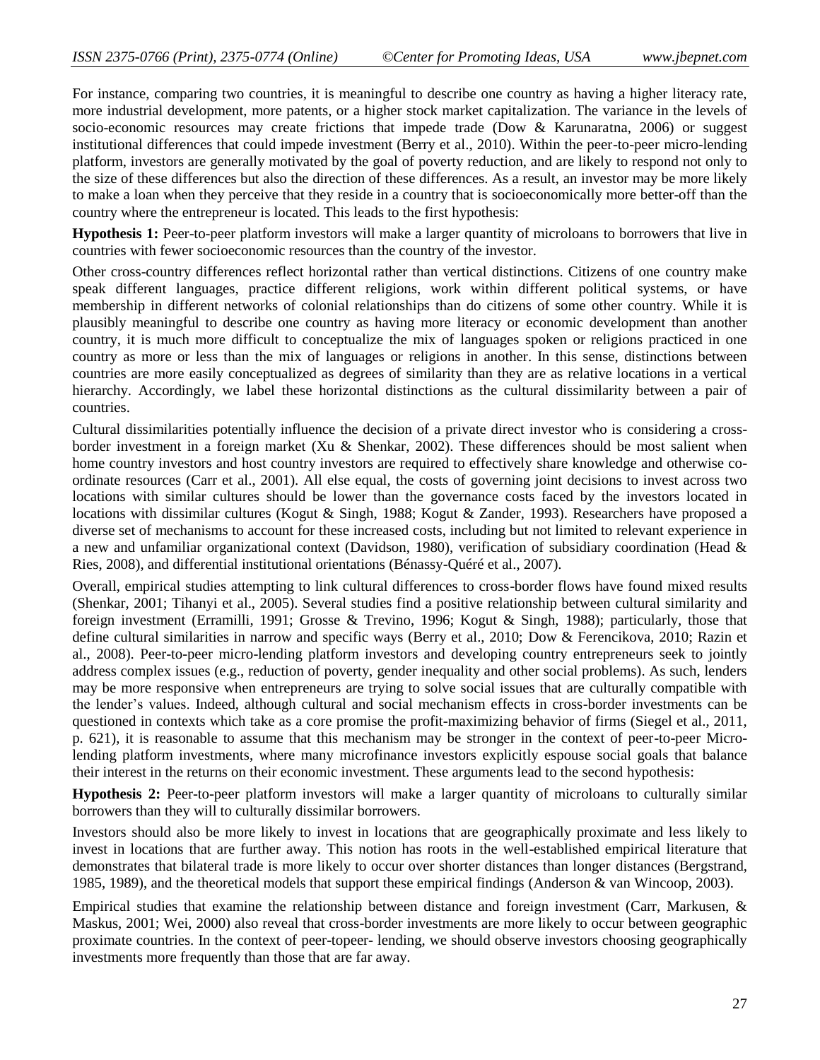For instance, comparing two countries, it is meaningful to describe one country as having a higher literacy rate, more industrial development, more patents, or a higher stock market capitalization. The variance in the levels of socio-economic resources may create frictions that impede trade (Dow & Karunaratna, 2006) or suggest institutional differences that could impede investment (Berry et al., 2010). Within the peer-to-peer micro-lending platform, investors are generally motivated by the goal of poverty reduction, and are likely to respond not only to the size of these differences but also the direction of these differences. As a result, an investor may be more likely to make a loan when they perceive that they reside in a country that is socioeconomically more better-off than the country where the entrepreneur is located. This leads to the first hypothesis:

**Hypothesis 1:** Peer-to-peer platform investors will make a larger quantity of microloans to borrowers that live in countries with fewer socioeconomic resources than the country of the investor.

Other cross-country differences reflect horizontal rather than vertical distinctions. Citizens of one country make speak different languages, practice different religions, work within different political systems, or have membership in different networks of colonial relationships than do citizens of some other country. While it is plausibly meaningful to describe one country as having more literacy or economic development than another country, it is much more difficult to conceptualize the mix of languages spoken or religions practiced in one country as more or less than the mix of languages or religions in another. In this sense, distinctions between countries are more easily conceptualized as degrees of similarity than they are as relative locations in a vertical hierarchy. Accordingly, we label these horizontal distinctions as the cultural dissimilarity between a pair of countries.

Cultural dissimilarities potentially influence the decision of a private direct investor who is considering a cross-border investment in a foreign market (Xu & Shenkar, 2002). These differences should be most salient when home country investors and host country investors are required to effectively share knowledge and otherwise co-ordinate resources (Carr et al., 2001). All else equal, the costs of governing joint decisions to invest across two locations with similar cultures should be lower than the governance costs faced by the investors located in locations with dissimilar cultures (Kogut & Singh, 1988; Kogut & Zander, 1993). Researchers have proposed a diverse set of mechanisms to account for these increased costs, including but not limited to relevant experience in a new and unfamiliar organizational context (Davidson, 1980), verification of subsidiary coordination (Head & Ries, 2008), and differential institutional orientations (Bénassy-Quéré et al., 2007).

Overall, empirical studies attempting to link cultural differences to cross-border flows have found mixed results (Shenkar, 2001; Tihanyi et al., 2005). Several studies find a positive relationship between cultural similarity and foreign investment (Erramilli, 1991; Grosse & Trevino, 1996; Kogut & Singh, 1988); particularly, those that define cultural similarities in narrow and specific ways (Berry et al., 2010; Dow & Ferencikova, 2010; Razin et al., 2008). Peer-to-peer micro-lending platform investors and developing country entrepreneurs seek to jointly address complex issues (e.g., reduction of poverty, gender inequality and other social problems). As such, lenders may be more responsive when entrepreneurs are trying to solve social issues that are culturally compatible with the lender's values. Indeed, although cultural and social mechanism effects in cross-border investments can be questioned in contexts which take as a core promise the profit-maximizing behavior of firms (Siegel et al., 2011, p. 621), it is reasonable to assume that this mechanism may be stronger in the context of peer-to-peer Micro-lending platform investments, where many microfinance investors explicitly espouse social goals that balance their interest in the returns on their economic investment. These arguments lead to the second hypothesis:

**Hypothesis 2:** Peer-to-peer platform investors will make a larger quantity of microloans to culturally similar borrowers than they will to culturally dissimilar borrowers.

Investors should also be more likely to invest in locations that are geographically proximate and less likely to invest in locations that are further away. This notion has roots in the well-established empirical literature that demonstrates that bilateral trade is more likely to occur over shorter distances than longer distances (Bergstrand, 1985, 1989), and the theoretical models that support these empirical findings (Anderson & van Wincoop, 2003).

Empirical studies that examine the relationship between distance and foreign investment (Carr, Markusen, & Maskus, 2001; Wei, 2000) also reveal that cross-border investments are more likely to occur between geographic proximate countries. In the context of peer-topeer- lending, we should observe investors choosing geographically investments more frequently than those that are far away.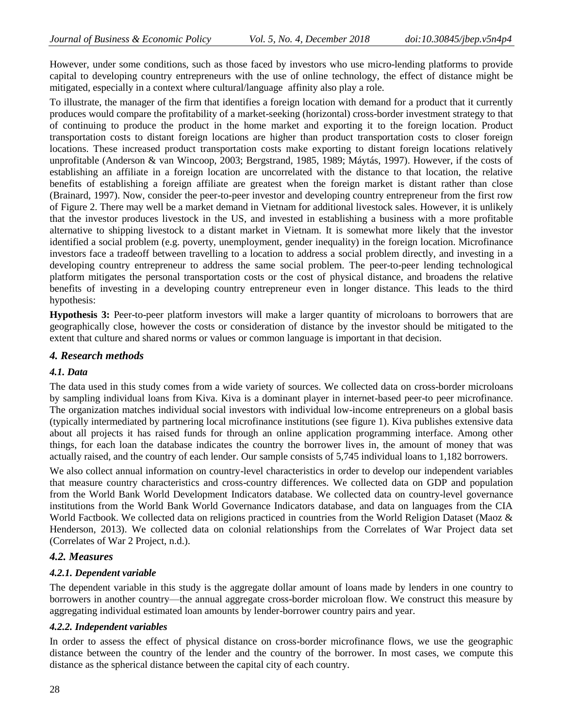However, under some conditions, such as those faced by investors who use micro-lending platforms to provide capital to developing country entrepreneurs with the use of online technology, the effect of distance might be mitigated, especially in a context where cultural/language affinity also play a role.

To illustrate, the manager of the firm that identifies a foreign location with demand for a product that it currently produces would compare the profitability of a market-seeking (horizontal) cross-border investment strategy to that of continuing to produce the product in the home market and exporting it to the foreign location. Product transportation costs to distant foreign locations are higher than product transportation costs to closer foreign locations. These increased product transportation costs make exporting to distant foreign locations relatively unprofitable (Anderson & van Wincoop, 2003; Bergstrand, 1985, 1989; Máytás, 1997). However, if the costs of establishing an affiliate in a foreign location are uncorrelated with the distance to that location, the relative benefits of establishing a foreign affiliate are greatest when the foreign market is distant rather than close (Brainard, 1997). Now, consider the peer-to-peer investor and developing country entrepreneur from the first row of Figure 2. There may well be a market demand in Vietnam for additional livestock sales. However, it is unlikely that the investor produces livestock in the US, and invested in establishing a business with a more profitable alternative to shipping livestock to a distant market in Vietnam. It is somewhat more likely that the investor identified a social problem (e.g. poverty, unemployment, gender inequality) in the foreign location. Microfinance investors face a tradeoff between travelling to a location to address a social problem directly, and investing in a developing country entrepreneur to address the same social problem. The peer-to-peer lending technological platform mitigates the personal transportation costs or the cost of physical distance, and broadens the relative benefits of investing in a developing country entrepreneur even in longer distance. This leads to the third hypothesis:

**Hypothesis 3:** Peer-to-peer platform investors will make a larger quantity of microloans to borrowers that are geographically close, however the costs or consideration of distance by the investor should be mitigated to the extent that culture and shared norms or values or common language is important in that decision.

## 4. Research methods

### 4.1. Data

The data used in this study comes from a wide variety of sources. We collected data on cross-border microloans by sampling individual loans from Kiva. Kiva is a dominant player in internet-based peer-to peer microfinance. The organization matches individual social investors with individual low-income entrepreneurs on a global basis (typically intermediated by partnering local microfinance institutions (see figure 1). Kiva publishes extensive data about all projects it has raised funds for through an online application programming interface. Among other things, for each loan the database indicates the country the borrower lives in, the amount of money that was actually raised, and the country of each lender. Our sample consists of 5,745 individual loans to 1,182 borrowers.

We also collect annual information on country-level characteristics in order to develop our independent variables that measure country characteristics and cross-country differences. We collected data on GDP and population from the World Bank World Development Indicators database. We collected data on country-level governance institutions from the World Bank World Governance Indicators database, and data on languages from the CIA World Factbook. We collected data on religions practiced in countries from the World Religion Dataset (Maoz & Henderson, 2013). We collected data on colonial relationships from the Correlates of War Project data set (Correlates of War 2 Project, n.d.).

### 4.2. Measures

#### 4.2.1. Dependent variable

The dependent variable in this study is the aggregate dollar amount of loans made by lenders in one country to borrowers in another country—the annual aggregate cross-border microloan flow. We construct this measure by aggregating individual estimated loan amounts by lender-borrower country pairs and year.

#### 4.2.2. Independent variables

In order to assess the effect of physical distance on cross-border microfinance flows, we use the geographic distance between the country of the lender and the country of the borrower. In most cases, we compute this distance as the spherical distance between the capital city of each country.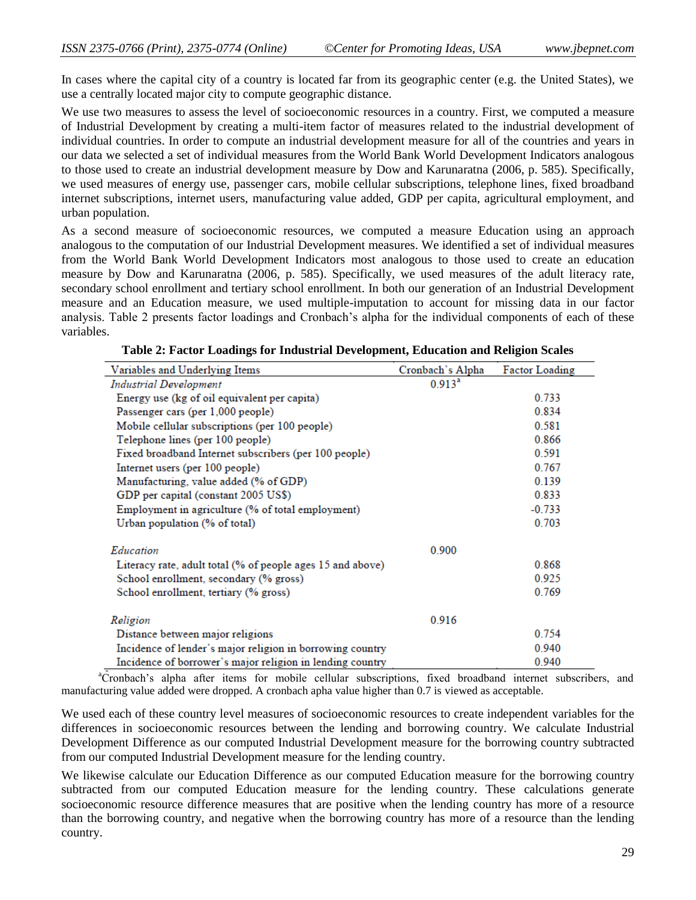In cases where the capital city of a country is located far from its geographic center (e.g. the United States), we use a centrally located major city to compute geographic distance.

We use two measures to assess the level of socioeconomic resources in a country. First, we computed a measure of Industrial Development by creating a multi-item factor of measures related to the industrial development of individual countries. In order to compute an industrial development measure for all of the countries and years in our data we selected a set of individual measures from the World Bank World Development Indicators analogous to those used to create an industrial development measure by Dow and Karunaratna (2006, p. 585). Specifically, we used measures of energy use, passenger cars, mobile cellular subscriptions, telephone lines, fixed broadband internet subscriptions, internet users, manufacturing value added, GDP per capita, agricultural employment, and urban population.

As a second measure of socioeconomic resources, we computed a measure Education using an approach analogous to the computation of our Industrial Development measures. We identified a set of individual measures from the World Bank World Development Indicators most analogous to those used to create an education measure by Dow and Karunaratna (2006, p. 585). Specifically, we used measures of the adult literacy rate, secondary school enrollment and tertiary school enrollment. In both our generation of an Industrial Development measure and an Education measure, we used multiple-imputation to account for missing data in our factor analysis. Table 2 presents factor loadings and Cronbach's alpha for the individual components of each of these variables.

**Table 2: Factor Loadings for Industrial Development, Education and Religion Scales**

| Variables and Underlying Items | Cronbach's Alpha | Factor Loading |
|---|---|---|
| *Industrial Development* | 0.913[a] | |
| Energy use (kg of oil equivalent per capita) | | 0.733 |
| Passenger cars (per 1,000 people) | | 0.834 |
| Mobile cellular subscriptions (per 100 people) | | 0.581 |
| Telephone lines (per 100 people) | | 0.866 |
| Fixed broadband Internet subscribers (per 100 people) | | 0.591 |
| Internet users (per 100 people) | | 0.767 |
| Manufacturing, value added (% of GDP) | | 0.139 |
| GDP per capital (constant 2005 US$) | | 0.833 |
| Employment in agriculture (% of total employment) | | -0.733 |
| Urban population (% of total) | | 0.703 |
| *Education* | 0.900 | |
| Literacy rate, adult total (% of people ages 15 and above) | | 0.868 |
| School enrollment, secondary (% gross) | | 0.925 |
| School enrollment, tertiary (% gross) | | 0.769 |
| *Religion* | 0.916 | |
| Distance between major religions | | 0.754 |
| Incidence of lender's major religion in borrowing country | | 0.940 |
| Incidence of borrower's major religion in lending country | | 0.940 |

[a]Cronbach's alpha after items for mobile cellular subscriptions, fixed broadband internet subscribers, and manufacturing value added were dropped. A cronbach apha value higher than 0.7 is viewed as acceptable.

We used each of these country level measures of socioeconomic resources to create independent variables for the differences in socioeconomic resources between the lending and borrowing country. We calculate Industrial Development Difference as our computed Industrial Development measure for the borrowing country subtracted from our computed Industrial Development measure for the lending country.

We likewise calculate our Education Difference as our computed Education measure for the borrowing country subtracted from our computed Education measure for the lending country. These calculations generate socioeconomic resource difference measures that are positive when the lending country has more of a resource than the borrowing country, and negative when the borrowing country has more of a resource than the lending country.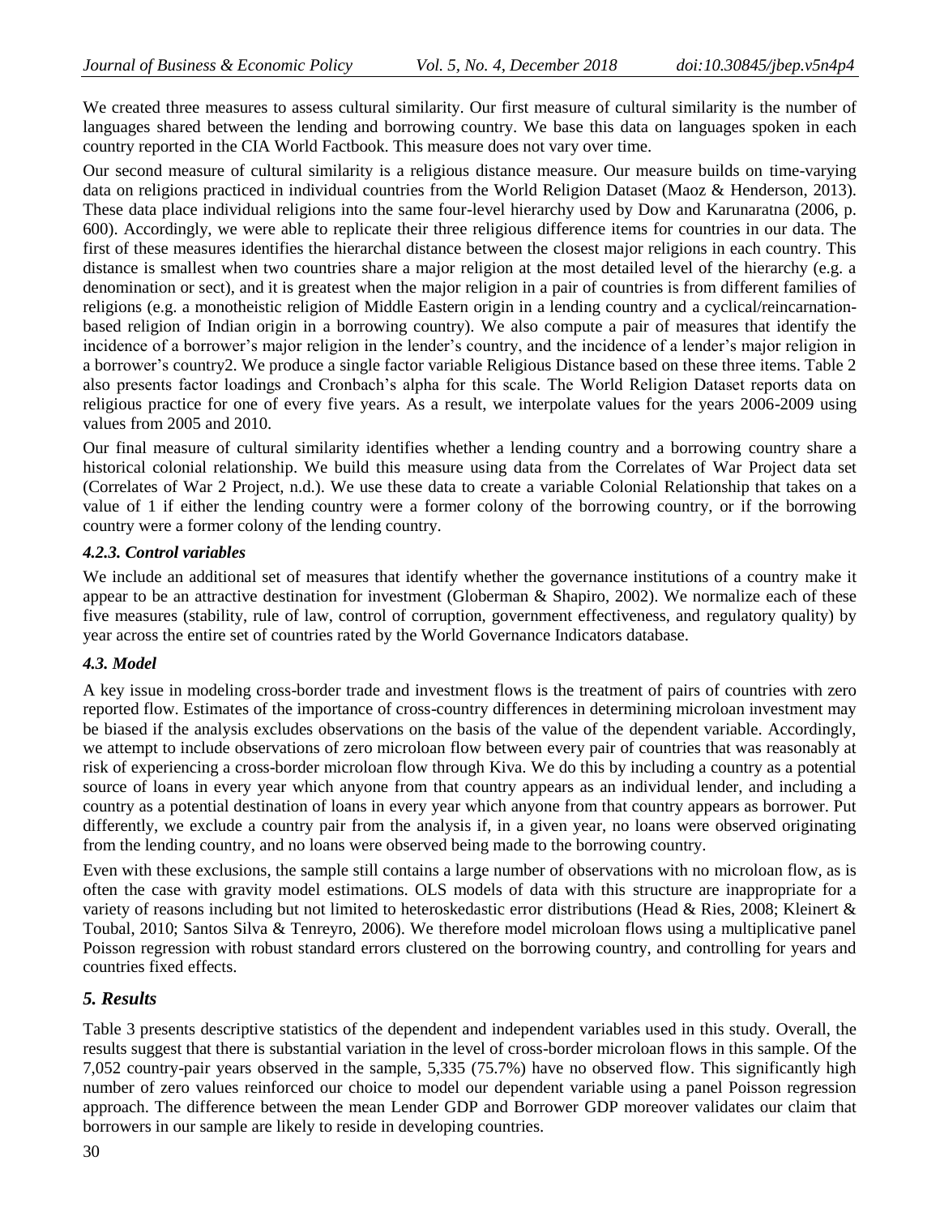We created three measures to assess cultural similarity. Our first measure of cultural similarity is the number of languages shared between the lending and borrowing country. We base this data on languages spoken in each country reported in the CIA World Factbook. This measure does not vary over time.

Our second measure of cultural similarity is a religious distance measure. Our measure builds on time-varying data on religions practiced in individual countries from the World Religion Dataset (Maoz & Henderson, 2013). These data place individual religions into the same four-level hierarchy used by Dow and Karunaratna (2006, p. 600). Accordingly, we were able to replicate their three religious difference items for countries in our data. The first of these measures identifies the hierarchal distance between the closest major religions in each country. This distance is smallest when two countries share a major religion at the most detailed level of the hierarchy (e.g. a denomination or sect), and it is greatest when the major religion in a pair of countries is from different families of religions (e.g. a monotheistic religion of Middle Eastern origin in a lending country and a cyclical/reincarnation-based religion of Indian origin in a borrowing country). We also compute a pair of measures that identify the incidence of a borrower's major religion in the lender's country, and the incidence of a lender's major religion in a borrower's country[2]. We produce a single factor variable Religious Distance based on these three items. Table 2 also presents factor loadings and Cronbach's alpha for this scale. The World Religion Dataset reports data on religious practice for one of every five years. As a result, we interpolate values for the years 2006-2009 using values from 2005 and 2010.

Our final measure of cultural similarity identifies whether a lending country and a borrowing country share a historical colonial relationship. We build this measure using data from the Correlates of War Project data set (Correlates of War 2 Project, n.d.). We use these data to create a variable Colonial Relationship that takes on a value of 1 if either the lending country were a former colony of the borrowing country, or if the borrowing country were a former colony of the lending country.

#### *4.2.3. Control variables*

We include an additional set of measures that identify whether the governance institutions of a country make it appear to be an attractive destination for investment (Globerman & Shapiro, 2002). We normalize each of these five measures (stability, rule of law, control of corruption, government effectiveness, and regulatory quality) by year across the entire set of countries rated by the World Governance Indicators database.

### *4.3. Model*

A key issue in modeling cross-border trade and investment flows is the treatment of pairs of countries with zero reported flow. Estimates of the importance of cross-country differences in determining microloan investment may be biased if the analysis excludes observations on the basis of the value of the dependent variable. Accordingly, we attempt to include observations of zero microloan flow between every pair of countries that was reasonably at risk of experiencing a cross-border microloan flow through Kiva. We do this by including a country as a potential source of loans in every year which anyone from that country appears as an individual lender, and including a country as a potential destination of loans in every year which anyone from that country appears as borrower. Put differently, we exclude a country pair from the analysis if, in a given year, no loans were observed originating from the lending country, and no loans were observed being made to the borrowing country.

Even with these exclusions, the sample still contains a large number of observations with no microloan flow, as is often the case with gravity model estimations. OLS models of data with this structure are inappropriate for a variety of reasons including but not limited to heteroskedastic error distributions (Head & Ries, 2008; Kleinert & Toubal, 2010; Santos Silva & Tenreyro, 2006). We therefore model microloan flows using a multiplicative panel Poisson regression with robust standard errors clustered on the borrowing country, and controlling for years and countries fixed effects.

## *5. Results*

Table 3 presents descriptive statistics of the dependent and independent variables used in this study. Overall, the results suggest that there is substantial variation in the level of cross-border microloan flows in this sample. Of the 7,052 country-pair years observed in the sample, 5,335 (75.7%) have no observed flow. This significantly high number of zero values reinforced our choice to model our dependent variable using a panel Poisson regression approach. The difference between the mean Lender GDP and Borrower GDP moreover validates our claim that borrowers in our sample are likely to reside in developing countries.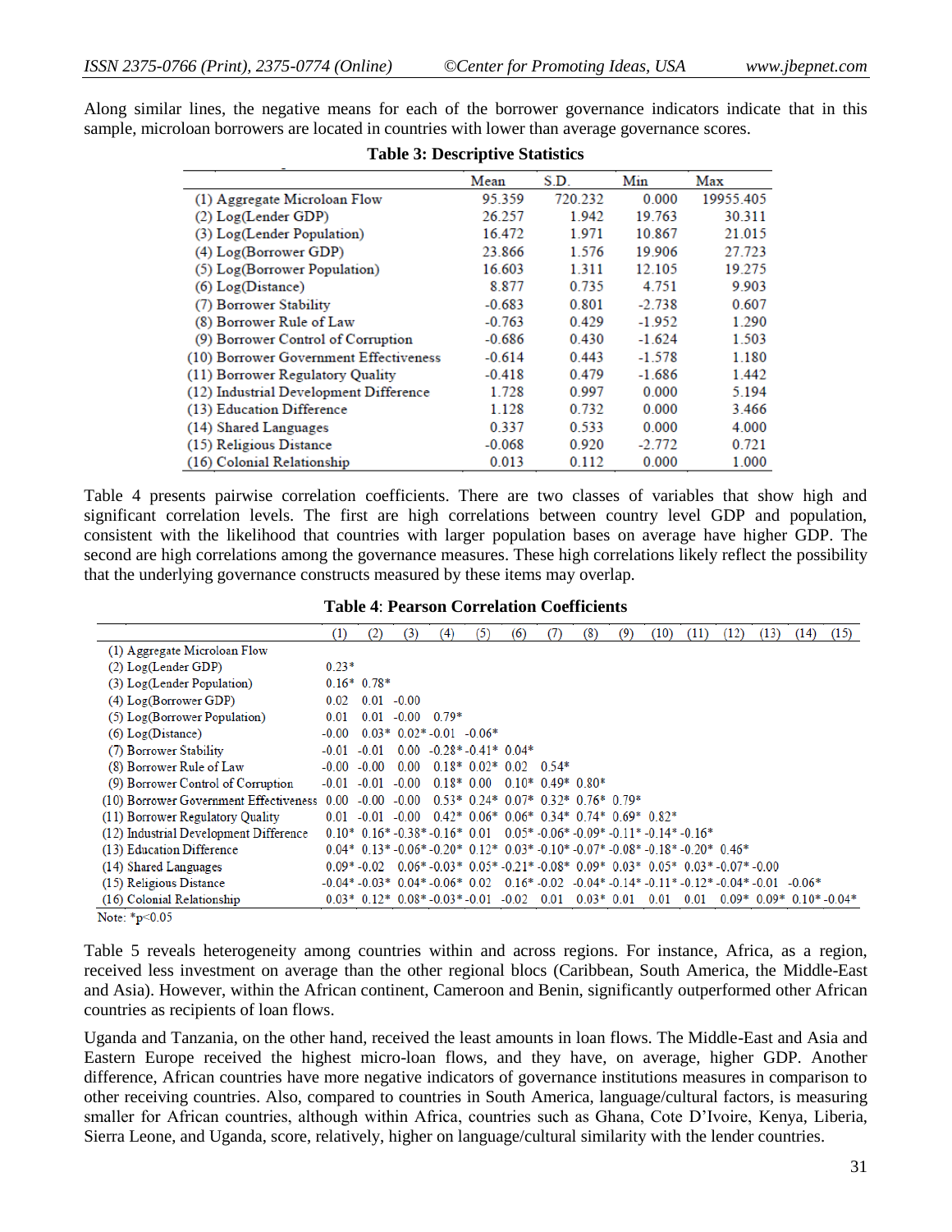Along similar lines, the negative means for each of the borrower governance indicators indicate that in this sample, microloan borrowers are located in countries with lower than average governance scores.

**Table 3: Descriptive Statistics**

| | Mean | S.D. | Min | Max |
|---|---|---|---|---|
| (1) Aggregate Microloan Flow | 95.359 | 720.232 | 0.000 | 19955.405 |
| (2) Log(Lender GDP) | 26.257 | 1.942 | 19.763 | 30.311 |
| (3) Log(Lender Population) | 16.472 | 1.971 | 10.867 | 21.015 |
| (4) Log(Borrower GDP) | 23.866 | 1.576 | 19.906 | 27.723 |
| (5) Log(Borrower Population) | 16.603 | 1.311 | 12.105 | 19.275 |
| (6) Log(Distance) | 8.877 | 0.735 | 4.751 | 9.903 |
| (7) Borrower Stability | -0.683 | 0.801 | -2.738 | 0.607 |
| (8) Borrower Rule of Law | -0.763 | 0.429 | -1.952 | 1.290 |
| (9) Borrower Control of Corruption | -0.686 | 0.430 | -1.624 | 1.503 |
| (10) Borrower Government Effectiveness | -0.614 | 0.443 | -1.578 | 1.180 |
| (11) Borrower Regulatory Quality | -0.418 | 0.479 | -1.686 | 1.442 |
| (12) Industrial Development Difference | 1.728 | 0.997 | 0.000 | 5.194 |
| (13) Education Difference | 1.128 | 0.732 | 0.000 | 3.466 |
| (14) Shared Languages | 0.337 | 0.533 | 0.000 | 4.000 |
| (15) Religious Distance | -0.068 | 0.920 | -2.772 | 0.721 |
| (16) Colonial Relationship | 0.013 | 0.112 | 0.000 | 1.000 |

Table 4 presents pairwise correlation coefficients. There are two classes of variables that show high and significant correlation levels. The first are high correlations between country level GDP and population, consistent with the likelihood that countries with larger population bases on average have higher GDP. The second are high correlations among the governance measures. These high correlations likely reflect the possibility that the underlying governance constructs measured by these items may overlap.

**Table 4: Pearson Correlation Coefficients**

| | (1) | (2) | (3) | (4) | (5) | (6) | (7) | (8) | (9) | (10) | (11) | (12) | (13) | (14) | (15) |
|---|---|---|---|---|---|---|---|---|---|---|---|---|---|---|---|
| (1) Aggregate Microloan Flow | | | | | | | | | | | | | | | |
| (2) Log(Lender GDP) | 0.23* | | | | | | | | | | | | | | |
| (3) Log(Lender Population) | 0.16* | 0.78* | | | | | | | | | | | | | |
| (4) Log(Borrower GDP) | 0.02 | 0.01 | -0.00 | | | | | | | | | | | | |
| (5) Log(Borrower Population) | 0.01 | 0.01 | -0.00 | 0.79* | | | | | | | | | | | |
| (6) Log(Distance) | -0.00 | 0.03* | 0.02* | -0.01 | -0.06* | | | | | | | | | | |
| (7) Borrower Stability | -0.01 | -0.01 | 0.00 | -0.28* | -0.41* | 0.04* | | | | | | | | | |
| (8) Borrower Rule of Law | -0.00 | -0.00 | 0.00 | 0.18* | 0.02* | 0.02 | 0.54* | | | | | | | | |
| (9) Borrower Control of Corruption | -0.01 | -0.01 | -0.00 | 0.18* | 0.00 | 0.10* | 0.49* | 0.80* | | | | | | | |
| (10) Borrower Government Effectiveness | 0.00 | -0.00 | -0.00 | 0.53* | 0.24* | 0.07* | 0.32* | 0.76* | 0.79* | | | | | | |
| (11) Borrower Regulatory Quality | 0.01 | -0.01 | -0.00 | 0.42* | 0.06* | 0.06* | 0.34* | 0.74* | 0.69* | 0.82* | | | | | |
| (12) Industrial Development Difference | 0.10* | 0.16* | -0.38* | -0.16* | 0.01 | 0.05* | -0.06* | -0.09* | -0.11* | -0.14* | -0.16* | | | | |
| (13) Education Difference | 0.04* | 0.13* | -0.06* | -0.20* | 0.12* | 0.03* | -0.10* | -0.07* | -0.08* | -0.18* | -0.20* | 0.46* | | | |
| (14) Shared Languages | 0.09* | -0.02 | 0.06* | -0.03* | 0.05* | -0.21* | -0.08* | 0.09* | 0.03* | 0.05* | 0.03* | -0.07* | -0.00 | | |
| (15) Religious Distance | -0.04* | -0.03* | 0.04* | -0.06* | 0.02 | 0.16* | -0.02 | -0.04* | -0.14* | -0.11* | -0.12* | -0.04* | -0.01 | -0.06* | |
| (16) Colonial Relationship | 0.03* | 0.12* | 0.08* | -0.03* | -0.01 | -0.02 | 0.01 | 0.03* | 0.01 | 0.01 | 0.01 | 0.09* | 0.09* | 0.10* | -0.04* |

Note: *p<0.05

Table 5 reveals heterogeneity among countries within and across regions. For instance, Africa, as a region, received less investment on average than the other regional blocs (Caribbean, South America, the Middle-East and Asia). However, within the African continent, Cameroon and Benin, significantly outperformed other African countries as recipients of loan flows.

Uganda and Tanzania, on the other hand, received the least amounts in loan flows. The Middle-East and Asia and Eastern Europe received the highest micro-loan flows, and they have, on average, higher GDP. Another difference, African countries have more negative indicators of governance institutions measures in comparison to other receiving countries. Also, compared to countries in South America, language/cultural factors, is measuring smaller for African countries, although within Africa, countries such as Ghana, Cote D'Ivoire, Kenya, Liberia, Sierra Leone, and Uganda, score, relatively, higher on language/cultural similarity with the lender countries.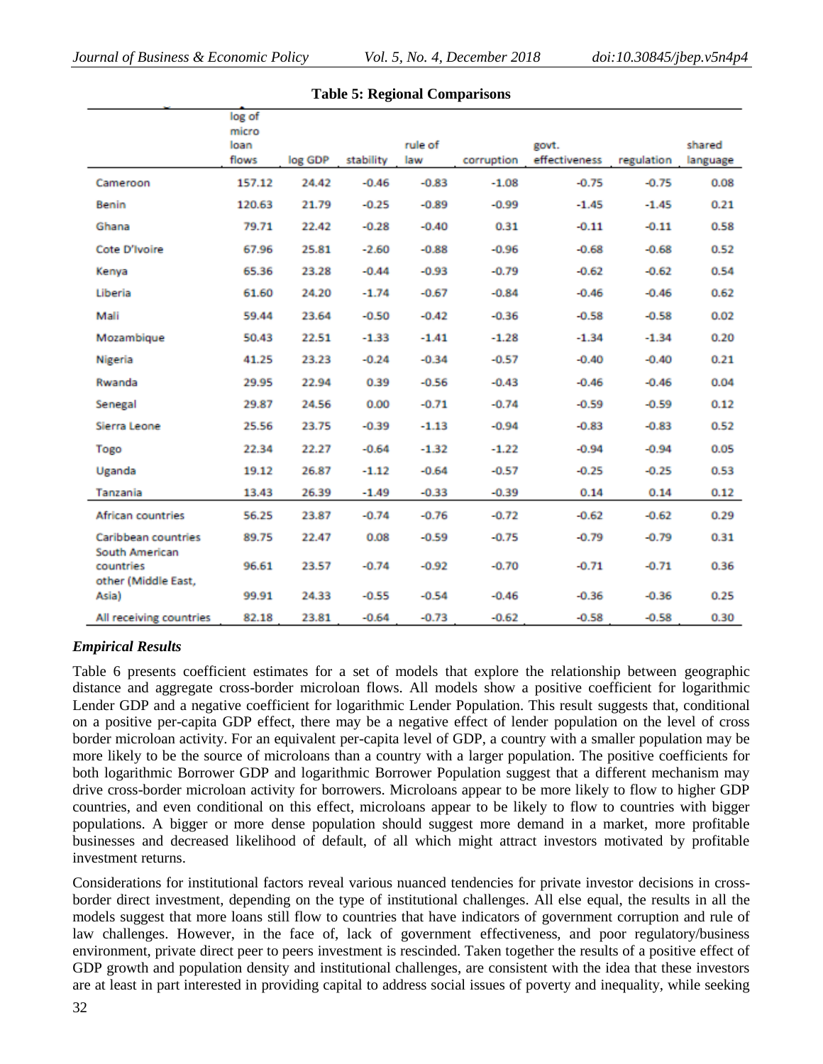**Table 5: Regional Comparisons**

| | log of micro loan flows | log GDP | stability | rule of law | corruption | govt. effectiveness | regulation | shared language |
|---|---|---|---|---|---|---|---|---|
| Cameroon | 157.12 | 24.42 | -0.46 | -0.83 | -1.08 | -0.75 | -0.75 | 0.08 |
| Benin | 120.63 | 21.79 | -0.25 | -0.89 | -0.99 | -1.45 | -1.45 | 0.21 |
| Ghana | 79.71 | 22.42 | -0.28 | -0.40 | 0.31 | -0.11 | -0.11 | 0.58 |
| Cote D'Ivoire | 67.96 | 25.81 | -2.60 | -0.88 | -0.96 | -0.68 | -0.68 | 0.52 |
| Kenya | 65.36 | 23.28 | -0.44 | -0.93 | -0.79 | -0.62 | -0.62 | 0.54 |
| Liberia | 61.60 | 24.20 | -1.74 | -0.67 | -0.84 | -0.46 | -0.46 | 0.62 |
| Mali | 59.44 | 23.64 | -0.50 | -0.42 | -0.36 | -0.58 | -0.58 | 0.02 |
| Mozambique | 50.43 | 22.51 | -1.33 | -1.41 | -1.28 | -1.34 | -1.34 | 0.20 |
| Nigeria | 41.25 | 23.23 | -0.24 | -0.34 | -0.57 | -0.40 | -0.40 | 0.21 |
| Rwanda | 29.95 | 22.94 | 0.39 | -0.56 | -0.43 | -0.46 | -0.46 | 0.04 |
| Senegal | 29.87 | 24.56 | 0.00 | -0.71 | -0.74 | -0.59 | -0.59 | 0.12 |
| Sierra Leone | 25.56 | 23.75 | -0.39 | -1.13 | -0.94 | -0.83 | -0.83 | 0.52 |
| Togo | 22.34 | 22.27 | -0.64 | -1.32 | -1.22 | -0.94 | -0.94 | 0.05 |
| Uganda | 19.12 | 26.87 | -1.12 | -0.64 | -0.57 | -0.25 | -0.25 | 0.53 |
| Tanzania | 13.43 | 26.39 | -1.49 | -0.33 | -0.39 | 0.14 | 0.14 | 0.12 |
| African countries | 56.25 | 23.87 | -0.74 | -0.76 | -0.72 | -0.62 | -0.62 | 0.29 |
| Caribbean countries | 89.75 | 22.47 | 0.08 | -0.59 | -0.75 | -0.79 | -0.79 | 0.31 |
| South American countries | 96.61 | 23.57 | -0.74 | -0.92 | -0.70 | -0.71 | -0.71 | 0.36 |
| other (Middle East, Asia) | 99.91 | 24.33 | -0.55 | -0.54 | -0.46 | -0.36 | -0.36 | 0.25 |
| All receiving countries | 82.18 | 23.81 | -0.64 | -0.73 | -0.62 | -0.58 | -0.58 | 0.30 |

### *Empirical Results*

Table 6 presents coefficient estimates for a set of models that explore the relationship between geographic distance and aggregate cross-border microloan flows. All models show a positive coefficient for logarithmic Lender GDP and a negative coefficient for logarithmic Lender Population. This result suggests that, conditional on a positive per-capita GDP effect, there may be a negative effect of lender population on the level of cross border microloan activity. For an equivalent per-capita level of GDP, a country with a smaller population may be more likely to be the source of microloans than a country with a larger population. The positive coefficients for both logarithmic Borrower GDP and logarithmic Borrower Population suggest that a different mechanism may drive cross-border microloan activity for borrowers. Microloans appear to be more likely to flow to higher GDP countries, and even conditional on this effect, microloans appear to be likely to flow to countries with bigger populations. A bigger or more dense population should suggest more demand in a market, more profitable businesses and decreased likelihood of default, of all which might attract investors motivated by profitable investment returns.

Considerations for institutional factors reveal various nuanced tendencies for private investor decisions in cross-border direct investment, depending on the type of institutional challenges. All else equal, the results in all the models suggest that more loans still flow to countries that have indicators of government corruption and rule of law challenges. However, in the face of, lack of government effectiveness, and poor regulatory/business environment, private direct peer to peers investment is rescinded. Taken together the results of a positive effect of GDP growth and population density and institutional challenges, are consistent with the idea that these investors are at least in part interested in providing capital to address social issues of poverty and inequality, while seeking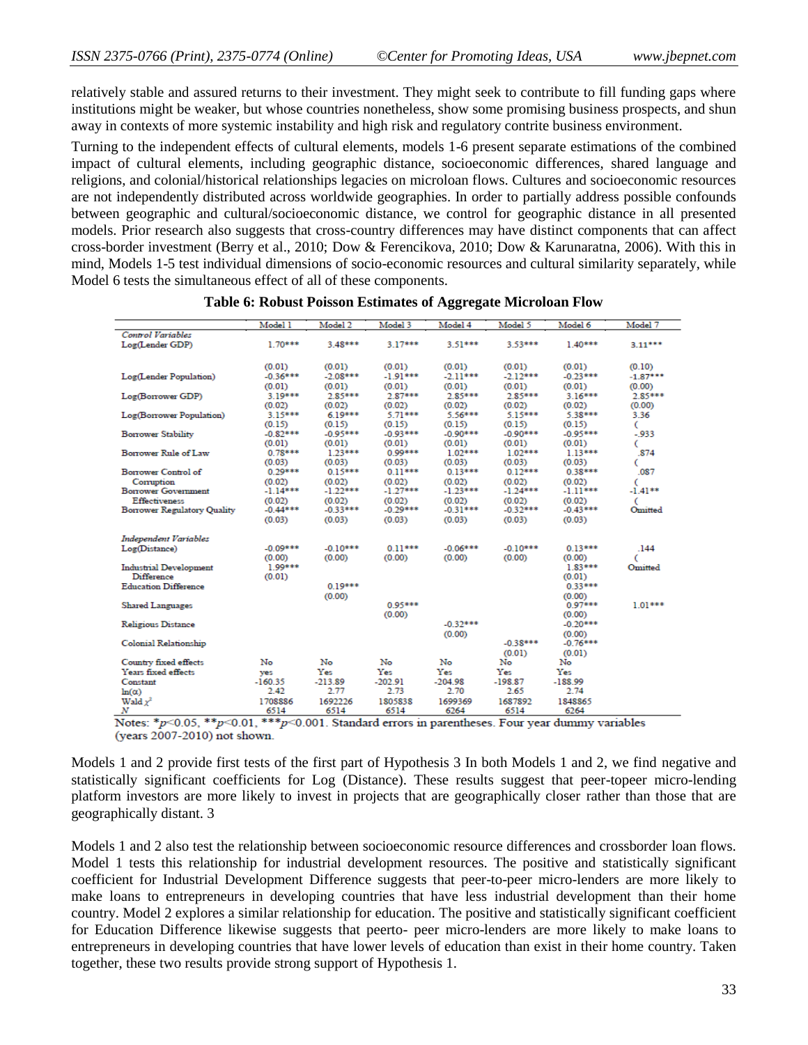relatively stable and assured returns to their investment. They might seek to contribute to fill funding gaps where institutions might be weaker, but whose countries nonetheless, show some promising business prospects, and shun away in contexts of more systemic instability and high risk and regulatory contrite business environment.

Turning to the independent effects of cultural elements, models 1-6 present separate estimations of the combined impact of cultural elements, including geographic distance, socioeconomic differences, shared language and religions, and colonial/historical relationships legacies on microloan flows. Cultures and socioeconomic resources are not independently distributed across worldwide geographies. In order to partially address possible confounds between geographic and cultural/socioeconomic distance, we control for geographic distance in all presented models. Prior research also suggests that cross-country differences may have distinct components that can affect cross-border investment (Berry et al., 2010; Dow & Ferencikova, 2010; Dow & Karunaratna, 2006). With this in mind, Models 1-5 test individual dimensions of socio-economic resources and cultural similarity separately, while Model 6 tests the simultaneous effect of all of these components.

**Table 6: Robust Poisson Estimates of Aggregate Microloan Flow**

| | Model 1 | Model 2 | Model 3 | Model 4 | Model 5 | Model 6 | Model 7 |
|---|---|---|---|---|---|---|---|
| *Control Variables* | | | | | | | |
| Log(Lender GDP) | 1.70*** | 3.48*** | 3.17*** | 3.51*** | 3.53*** | 1.40*** | 3.11*** |
| | (0.01) | (0.01) | (0.01) | (0.01) | (0.01) | (0.01) | (0.10) |
| Log(Lender Population) | -0.36*** | -2.08*** | -1.91*** | -2.11*** | -2.12*** | -0.23*** | -1.87*** |
| | (0.01) | (0.01) | (0.01) | (0.01) | (0.01) | (0.01) | (0.00) |
| Log(Borrower GDP) | 3.19*** | 2.85*** | 2.87*** | 2.85*** | 2.85*** | 3.16*** | 2.85*** |
| | (0.02) | (0.02) | (0.02) | (0.02) | (0.02) | (0.02) | (0.00) |
| Log(Borrower Population) | 3.15*** | 6.19*** | 5.71*** | 5.56*** | 5.15*** | 5.38*** | 3.36 |
| | (0.15) | (0.15) | (0.15) | (0.15) | (0.15) | (0.15) | ( |
| Borrower Stability | -0.82*** | -0.95*** | -0.93*** | -0.90*** | -0.90*** | -0.95*** | -.933 |
| | (0.01) | (0.01) | (0.01) | (0.01) | (0.01) | (0.01) | ( |
| Borrower Rule of Law | 0.78*** | 1.23*** | 0.99*** | 1.02*** | 1.02*** | 1.13*** | .874 |
| | (0.03) | (0.03) | (0.03) | (0.03) | (0.03) | (0.03) | ( |
| Borrower Control of Corruption | 0.29*** | 0.15*** | 0.11*** | 0.13*** | 0.12*** | 0.38*** | .087 |
| | (0.02) | (0.02) | (0.02) | (0.02) | (0.02) | (0.02) | ( |
| Borrower Government Effectiveness | -1.14*** | -1.22*** | -1.27*** | -1.23*** | -1.24*** | -1.11*** | -1.41** |
| | (0.02) | (0.02) | (0.02) | (0.02) | (0.02) | (0.02) | ( |
| Borrower Regulatory Quality | -0.44*** | -0.33*** | -0.29*** | -0.31*** | -0.32*** | -0.43*** | Omitted |
| | (0.03) | (0.03) | (0.03) | (0.03) | (0.03) | (0.03) | |
| *Independent Variables* | | | | | | | |
| Log(Distance) | -0.09*** | -0.10*** | 0.11*** | -0.06*** | -0.10*** | 0.13*** | .144 |
| | (0.00) | (0.00) | (0.00) | (0.00) | (0.00) | (0.00) | ( |
| Industrial Development Difference | 1.99*** | | | | | 1.83*** | Omitted |
| | (0.01) | | | | | (0.01) | |
| Education Difference | | 0.19*** | | | | 0.33*** | |
| | | (0.00) | | | | (0.00) | |
| Shared Languages | | | 0.95*** | | | 0.97*** | 1.01*** |
| | | | (0.00) | | | (0.00) | |
| Religious Distance | | | | -0.32*** | | -0.20*** | |
| | | | | (0.00) | | (0.00) | |
| Colonial Relationship | | | | | -0.38*** | -0.76*** | |
| | | | | | (0.01) | (0.01) | |
| Country fixed effects | No | No | No | No | No | No | |
| Years fixed effects | yes | Yes | Yes | Yes | Yes | Yes | |
| Constant | -160.35 | -213.89 | -202.91 | -204.98 | -198.87 | -188.99 | |
| ln(α) | 2.42 | 2.77 | 2.73 | 2.70 | 2.65 | 2.74 | |
| Wald $\chi^2$ | 1708886 | 1692226 | 1805838 | 1699369 | 1687892 | 1848865 | |
| *N* | 6514 | 6514 | 6514 | 6264 | 6514 | 6264 | |

Notes: *$p$<0.05, **$p$<0.01, ***$p$<0.001. Standard errors in parentheses. Four year dummy variables (years 2007-2010) not shown.

Models 1 and 2 provide first tests of the first part of Hypothesis 3 In both Models 1 and 2, we find negative and statistically significant coefficients for Log (Distance). These results suggest that peer-topeer micro-lending platform investors are more likely to invest in projects that are geographically closer rather than those that are geographically distant. 3

Models 1 and 2 also test the relationship between socioeconomic resource differences and crossborder loan flows. Model 1 tests this relationship for industrial development resources. The positive and statistically significant coefficient for Industrial Development Difference suggests that peer-to-peer micro-lenders are more likely to make loans to entrepreneurs in developing countries that have less industrial development than their home country. Model 2 explores a similar relationship for education. The positive and statistically significant coefficient for Education Difference likewise suggests that peerto- peer micro-lenders are more likely to make loans to entrepreneurs in developing countries that have lower levels of education than exist in their home country. Taken together, these two results provide strong support of Hypothesis 1.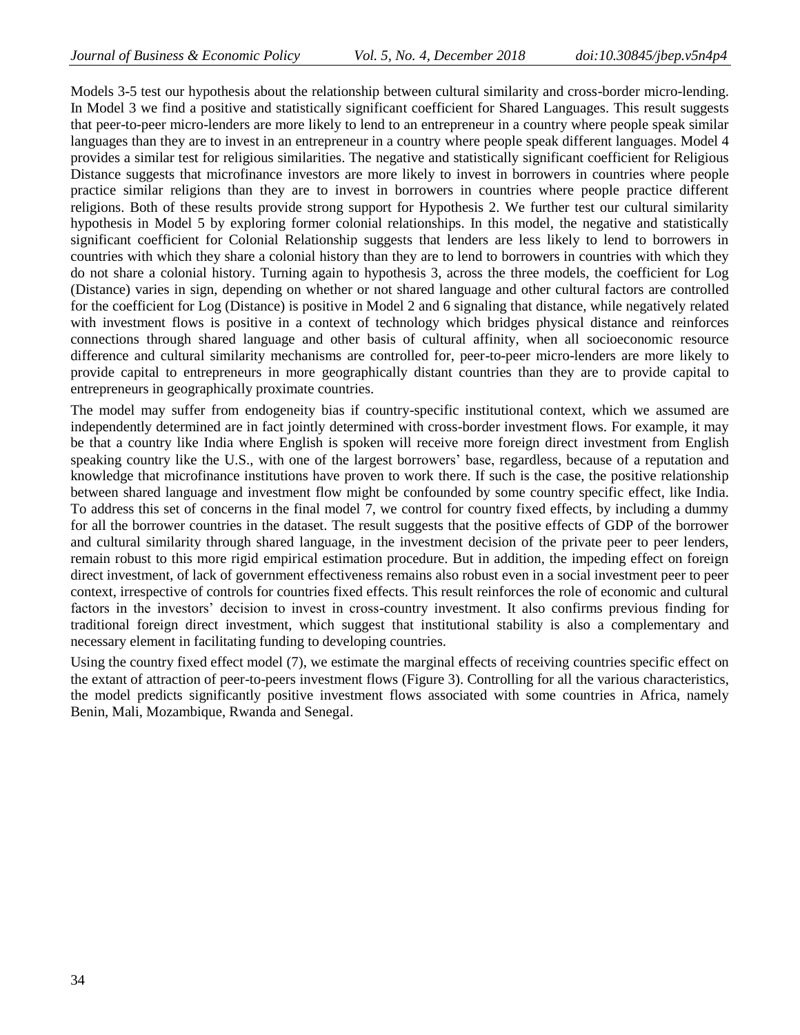Models 3-5 test our hypothesis about the relationship between cultural similarity and cross-border micro-lending. In Model 3 we find a positive and statistically significant coefficient for Shared Languages. This result suggests that peer-to-peer micro-lenders are more likely to lend to an entrepreneur in a country where people speak similar languages than they are to invest in an entrepreneur in a country where people speak different languages. Model 4 provides a similar test for religious similarities. The negative and statistically significant coefficient for Religious Distance suggests that microfinance investors are more likely to invest in borrowers in countries where people practice similar religions than they are to invest in borrowers in countries where people practice different religions. Both of these results provide strong support for Hypothesis 2. We further test our cultural similarity hypothesis in Model 5 by exploring former colonial relationships. In this model, the negative and statistically significant coefficient for Colonial Relationship suggests that lenders are less likely to lend to borrowers in countries with which they share a colonial history than they are to lend to borrowers in countries with which they do not share a colonial history. Turning again to hypothesis 3, across the three models, the coefficient for Log (Distance) varies in sign, depending on whether or not shared language and other cultural factors are controlled for the coefficient for Log (Distance) is positive in Model 2 and 6 signaling that distance, while negatively related with investment flows is positive in a context of technology which bridges physical distance and reinforces connections through shared language and other basis of cultural affinity, when all socioeconomic resource difference and cultural similarity mechanisms are controlled for, peer-to-peer micro-lenders are more likely to provide capital to entrepreneurs in more geographically distant countries than they are to provide capital to entrepreneurs in geographically proximate countries.

The model may suffer from endogeneity bias if country-specific institutional context, which we assumed are independently determined are in fact jointly determined with cross-border investment flows. For example, it may be that a country like India where English is spoken will receive more foreign direct investment from English speaking country like the U.S., with one of the largest borrowers' base, regardless, because of a reputation and knowledge that microfinance institutions have proven to work there. If such is the case, the positive relationship between shared language and investment flow might be confounded by some country specific effect, like India. To address this set of concerns in the final model 7, we control for country fixed effects, by including a dummy for all the borrower countries in the dataset. The result suggests that the positive effects of GDP of the borrower and cultural similarity through shared language, in the investment decision of the private peer to peer lenders, remain robust to this more rigid empirical estimation procedure. But in addition, the impeding effect on foreign direct investment, of lack of government effectiveness remains also robust even in a social investment peer to peer context, irrespective of controls for countries fixed effects. This result reinforces the role of economic and cultural factors in the investors' decision to invest in cross-country investment. It also confirms previous finding for traditional foreign direct investment, which suggest that institutional stability is also a complementary and necessary element in facilitating funding to developing countries.

Using the country fixed effect model (7), we estimate the marginal effects of receiving countries specific effect on the extant of attraction of peer-to-peers investment flows (Figure 3). Controlling for all the various characteristics, the model predicts significantly positive investment flows associated with some countries in Africa, namely Benin, Mali, Mozambique, Rwanda and Senegal.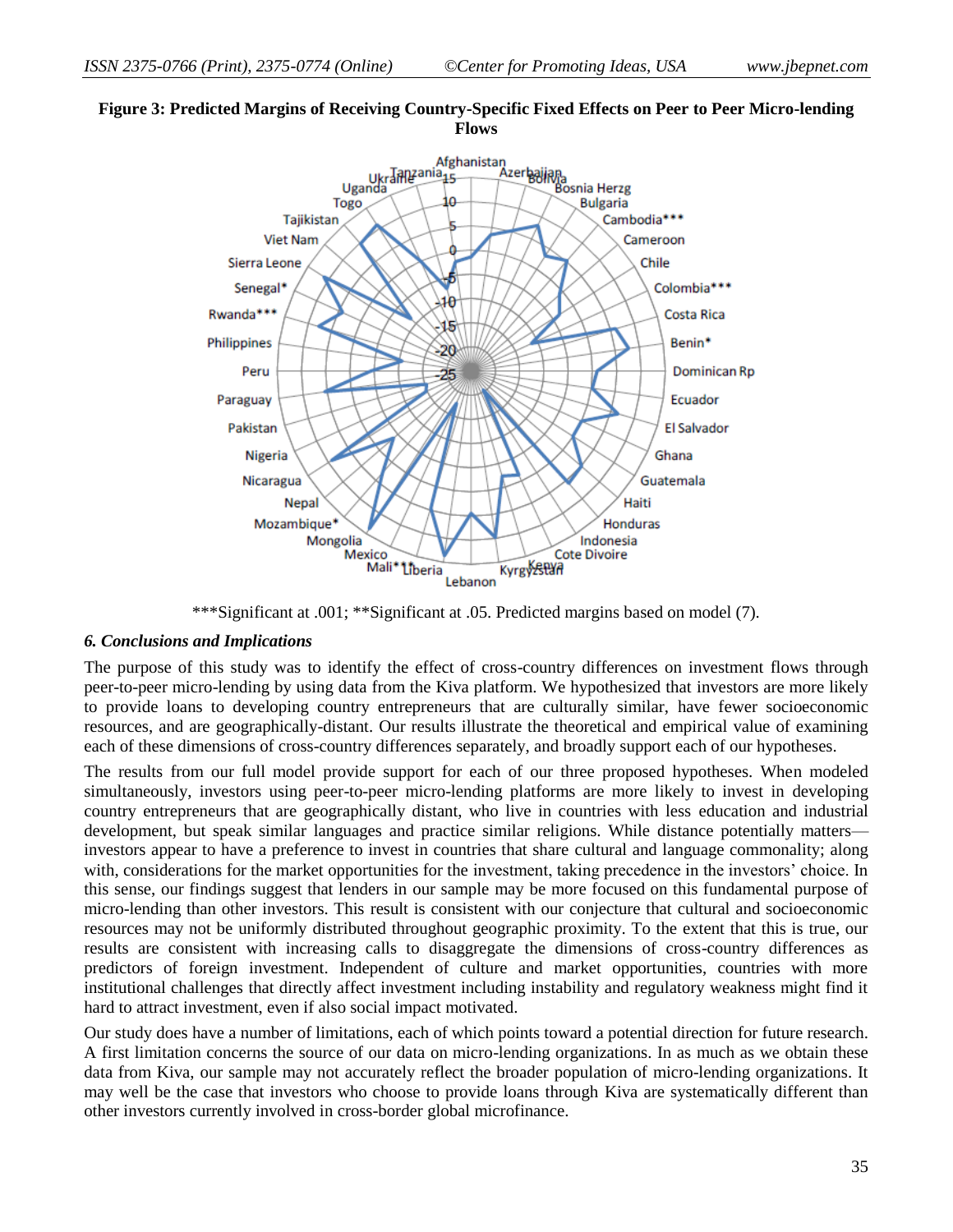**Figure 3: Predicted Margins of Receiving Country-Specific Fixed Effects on Peer to Peer Micro-lending Flows**

***Significant at .001; **Significant at .05. Predicted margins based on model (7).

### *6. Conclusions and Implications*

The purpose of this study was to identify the effect of cross-country differences on investment flows through peer-to-peer micro-lending by using data from the Kiva platform. We hypothesized that investors are more likely to provide loans to developing country entrepreneurs that are culturally similar, have fewer socioeconomic resources, and are geographically-distant. Our results illustrate the theoretical and empirical value of examining each of these dimensions of cross-country differences separately, and broadly support each of our hypotheses.

The results from our full model provide support for each of our three proposed hypotheses. When modeled simultaneously, investors using peer-to-peer micro-lending platforms are more likely to invest in developing country entrepreneurs that are geographically distant, who live in countries with less education and industrial development, but speak similar languages and practice similar religions. While distance potentially matters—investors appear to have a preference to invest in countries that share cultural and language commonality; along with, considerations for the market opportunities for the investment, taking precedence in the investors' choice. In this sense, our findings suggest that lenders in our sample may be more focused on this fundamental purpose of micro-lending than other investors. This result is consistent with our conjecture that cultural and socioeconomic resources may not be uniformly distributed throughout geographic proximity. To the extent that this is true, our results are consistent with increasing calls to disaggregate the dimensions of cross-country differences as predictors of foreign investment. Independent of culture and market opportunities, countries with more institutional challenges that directly affect investment including instability and regulatory weakness might find it hard to attract investment, even if also social impact motivated.

Our study does have a number of limitations, each of which points toward a potential direction for future research. A first limitation concerns the source of our data on micro-lending organizations. In as much as we obtain these data from Kiva, our sample may not accurately reflect the broader population of micro-lending organizations. It may well be the case that investors who choose to provide loans through Kiva are systematically different than other investors currently involved in cross-border global microfinance.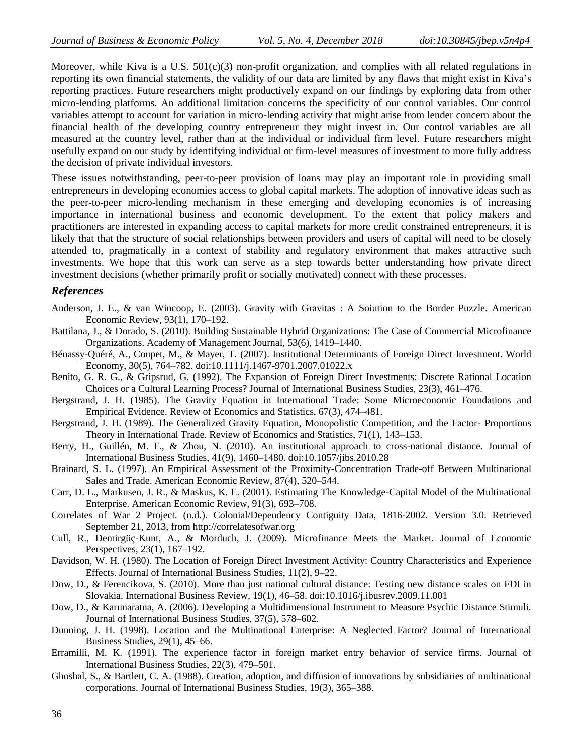Moreover, while Kiva is a U.S. 501(c)(3) non-profit organization, and complies with all related regulations in reporting its own financial statements, the validity of our data are limited by any flaws that might exist in Kiva's reporting practices. Future researchers might productively expand on our findings by exploring data from other micro-lending platforms. An additional limitation concerns the specificity of our control variables. Our control variables attempt to account for variation in micro-lending activity that might arise from lender concern about the financial health of the developing country entrepreneur they might invest in. Our control variables are all measured at the country level, rather than at the individual or individual firm level. Future researchers might usefully expand on our study by identifying individual or firm-level measures of investment to more fully address the decision of private individual investors.

These issues notwithstanding, peer-to-peer provision of loans may play an important role in providing small entrepreneurs in developing economies access to global capital markets. The adoption of innovative ideas such as the peer-to-peer micro-lending mechanism in these emerging and developing economies is of increasing importance in international business and economic development. To the extent that policy makers and practitioners are interested in expanding access to capital markets for more credit constrained entrepreneurs, it is likely that that the structure of social relationships between providers and users of capital will need to be closely attended to, pragmatically in a context of stability and regulatory environment that makes attractive such investments. We hope that this work can serve as a step towards better understanding how private direct investment decisions (whether primarily profit or socially motivated) connect with these processes.

## *References*

Anderson, J. E., & van Wincoop, E. (2003). Gravity with Gravitas : A Soiution to the Border Puzzle. American Economic Review, 93(1), 170–192.

Battilana, J., & Dorado, S. (2010). Building Sustainable Hybrid Organizations: The Case of Commercial Microfinance Organizations. Academy of Management Journal, 53(6), 1419–1440.

Bénassy-Quéré, A., Coupet, M., & Mayer, T. (2007). Institutional Determinants of Foreign Direct Investment. World Economy, 30(5), 764–782. doi:10.1111/j.1467-9701.2007.01022.x

Benito, G. R. G., & Gripsrud, G. (1992). The Expansion of Foreign Direct Investments: Discrete Rational Location Choices or a Cultural Learning Process? Journal of International Business Studies, 23(3), 461–476.

Bergstrand, J. H. (1985). The Gravity Equation in International Trade: Some Microeconomic Foundations and Empirical Evidence. Review of Economics and Statistics, 67(3), 474–481.

Bergstrand, J. H. (1989). The Generalized Gravity Equation, Monopolistic Competition, and the Factor- Proportions Theory in International Trade. Review of Economics and Statistics, 71(1), 143–153.

Berry, H., Guillén, M. F., & Zhou, N. (2010). An institutional approach to cross-national distance. Journal of International Business Studies, 41(9), 1460–1480. doi:10.1057/jibs.2010.28

Brainard, S. L. (1997). An Empirical Assessment of the Proximity-Concentration Trade-off Between Multinational Sales and Trade. American Economic Review, 87(4), 520–544.

Carr, D. L., Markusen, J. R., & Maskus, K. E. (2001). Estimating The Knowledge-Capital Model of the Multinational Enterprise. American Economic Review, 91(3), 693–708.

Correlates of War 2 Project. (n.d.). Colonial/Dependency Contiguity Data, 1816-2002. Version 3.0. Retrieved September 21, 2013, from http://correlatesofwar.org

Cull, R., Demirgüç-Kunt, A., & Morduch, J. (2009). Microfinance Meets the Market. Journal of Economic Perspectives, 23(1), 167–192.

Davidson, W. H. (1980). The Location of Foreign Direct Investment Activity: Country Characteristics and Experience Effects. Journal of International Business Studies, 11(2), 9–22.

Dow, D., & Ferencikova, S. (2010). More than just national cultural distance: Testing new distance scales on FDI in Slovakia. International Business Review, 19(1), 46–58. doi:10.1016/j.ibusrev.2009.11.001

Dow, D., & Karunaratna, A. (2006). Developing a Multidimensional Instrument to Measure Psychic Distance Stimuli. Journal of International Business Studies, 37(5), 578–602.

Dunning, J. H. (1998). Location and the Multinational Enterprise: A Neglected Factor? Journal of International Business Studies, 29(1), 45–66.

Erramilli, M. K. (1991). The experience factor in foreign market entry behavior of service firms. Journal of International Business Studies, 22(3), 479–501.

Ghoshal, S., & Bartlett, C. A. (1988). Creation, adoption, and diffusion of innovations by subsidiaries of multinational corporations. Journal of International Business Studies, 19(3), 365–388.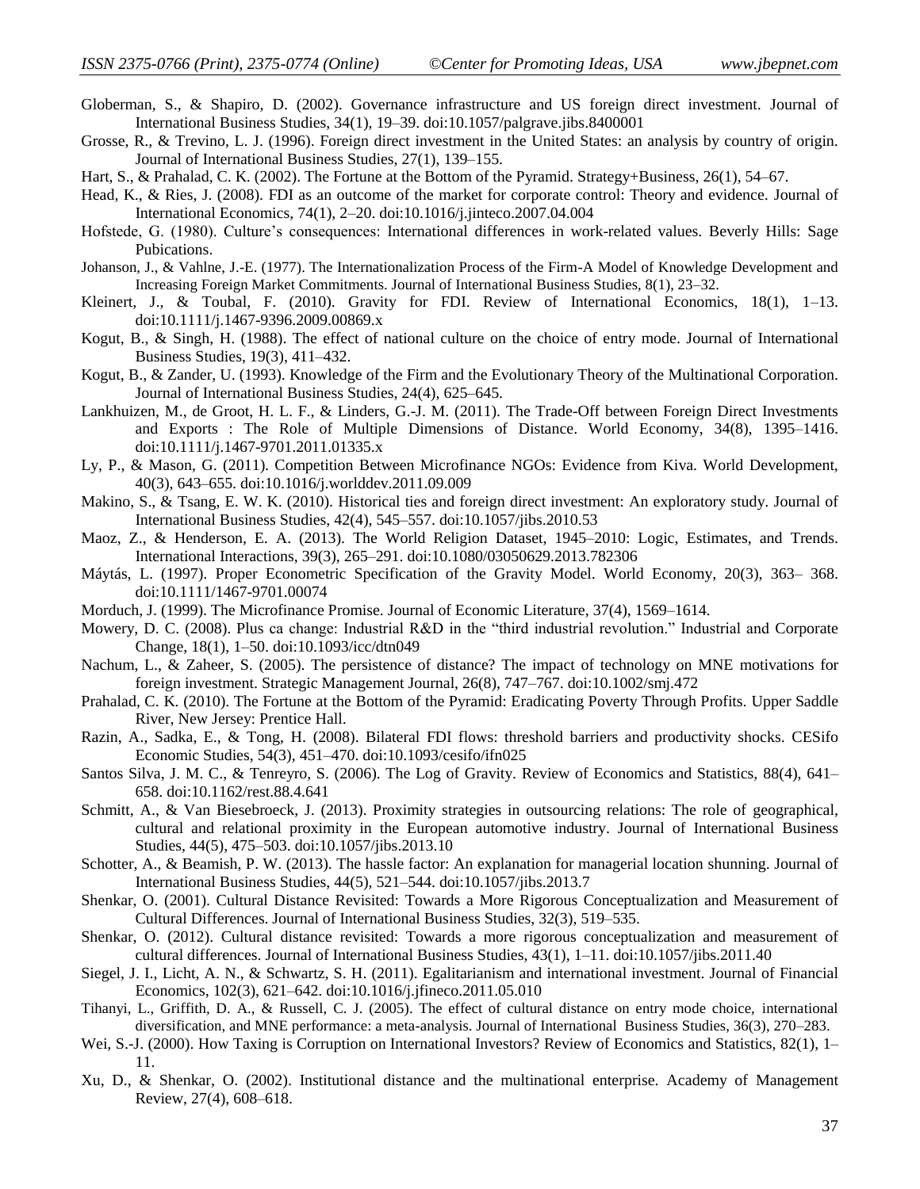Globerman, S., & Shapiro, D. (2002). Governance infrastructure and US foreign direct investment. Journal of International Business Studies, 34(1), 19–39. doi:10.1057/palgrave.jibs.8400001

Grosse, R., & Trevino, L. J. (1996). Foreign direct investment in the United States: an analysis by country of origin. Journal of International Business Studies, 27(1), 139–155.

Hart, S., & Prahalad, C. K. (2002). The Fortune at the Bottom of the Pyramid. Strategy+Business, 26(1), 54–67.

Head, K., & Ries, J. (2008). FDI as an outcome of the market for corporate control: Theory and evidence. Journal of International Economics, 74(1), 2–20. doi:10.1016/j.jinteco.2007.04.004

Hofstede, G. (1980). Culture's consequences: International differences in work-related values. Beverly Hills: Sage Pubications.

Johanson, J., & Vahlne, J.-E. (1977). The Internationalization Process of the Firm-A Model of Knowledge Development and Increasing Foreign Market Commitments. Journal of International Business Studies, 8(1), 23–32.

Kleinert, J., & Toubal, F. (2010). Gravity for FDI. Review of International Economics, 18(1), 1–13. doi:10.1111/j.1467-9396.2009.00869.x

Kogut, B., & Singh, H. (1988). The effect of national culture on the choice of entry mode. Journal of International Business Studies, 19(3), 411–432.

Kogut, B., & Zander, U. (1993). Knowledge of the Firm and the Evolutionary Theory of the Multinational Corporation. Journal of International Business Studies, 24(4), 625–645.

Lankhuizen, M., de Groot, H. L. F., & Linders, G.-J. M. (2011). The Trade-Off between Foreign Direct Investments and Exports : The Role of Multiple Dimensions of Distance. World Economy, 34(8), 1395–1416. doi:10.1111/j.1467-9701.2011.01335.x

Ly, P., & Mason, G. (2011). Competition Between Microfinance NGOs: Evidence from Kiva. World Development, 40(3), 643–655. doi:10.1016/j.worlddev.2011.09.009

Makino, S., & Tsang, E. W. K. (2010). Historical ties and foreign direct investment: An exploratory study. Journal of International Business Studies, 42(4), 545–557. doi:10.1057/jibs.2010.53

Maoz, Z., & Henderson, E. A. (2013). The World Religion Dataset, 1945–2010: Logic, Estimates, and Trends. International Interactions, 39(3), 265–291. doi:10.1080/03050629.2013.782306

Máytás, L. (1997). Proper Econometric Specification of the Gravity Model. World Economy, 20(3), 363– 368. doi:10.1111/1467-9701.00074

Morduch, J. (1999). The Microfinance Promise. Journal of Economic Literature, 37(4), 1569–1614.

Mowery, D. C. (2008). Plus ca change: Industrial R&D in the "third industrial revolution." Industrial and Corporate Change, 18(1), 1–50. doi:10.1093/icc/dtn049

Nachum, L., & Zaheer, S. (2005). The persistence of distance? The impact of technology on MNE motivations for foreign investment. Strategic Management Journal, 26(8), 747–767. doi:10.1002/smj.472

Prahalad, C. K. (2010). The Fortune at the Bottom of the Pyramid: Eradicating Poverty Through Profits. Upper Saddle River, New Jersey: Prentice Hall.

Razin, A., Sadka, E., & Tong, H. (2008). Bilateral FDI flows: threshold barriers and productivity shocks. CESifo Economic Studies, 54(3), 451–470. doi:10.1093/cesifo/ifn025

Santos Silva, J. M. C., & Tenreyro, S. (2006). The Log of Gravity. Review of Economics and Statistics, 88(4), 641–658. doi:10.1162/rest.88.4.641

Schmitt, A., & Van Biesebroeck, J. (2013). Proximity strategies in outsourcing relations: The role of geographical, cultural and relational proximity in the European automotive industry. Journal of International Business Studies, 44(5), 475–503. doi:10.1057/jibs.2013.10

Schotter, A., & Beamish, P. W. (2013). The hassle factor: An explanation for managerial location shunning. Journal of International Business Studies, 44(5), 521–544. doi:10.1057/jibs.2013.7

Shenkar, O. (2001). Cultural Distance Revisited: Towards a More Rigorous Conceptualization and Measurement of Cultural Differences. Journal of International Business Studies, 32(3), 519–535.

Shenkar, O. (2012). Cultural distance revisited: Towards a more rigorous conceptualization and measurement of cultural differences. Journal of International Business Studies, 43(1), 1–11. doi:10.1057/jibs.2011.40

Siegel, J. I., Licht, A. N., & Schwartz, S. H. (2011). Egalitarianism and international investment. Journal of Financial Economics, 102(3), 621–642. doi:10.1016/j.jfineco.2011.05.010

Tihanyi, L., Griffith, D. A., & Russell, C. J. (2005). The effect of cultural distance on entry mode choice, international diversification, and MNE performance: a meta-analysis. Journal of International Business Studies, 36(3), 270–283.

Wei, S.-J. (2000). How Taxing is Corruption on International Investors? Review of Economics and Statistics, 82(1), 1–11.

Xu, D., & Shenkar, O. (2002). Institutional distance and the multinational enterprise. Academy of Management Review, 27(4), 608–618.